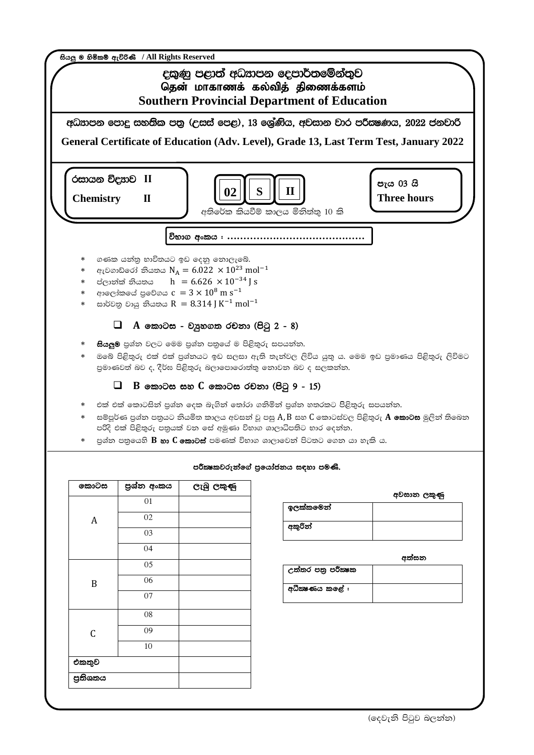සියලු ම හිමිකම් ඇවිරිණි / All Rights Reserved

# දකුණු පළාත් අධ්‍යාපන දෙපාර්තමේන්තුව
# தென் மாகாணக் கல்வித் திணைக்களம்
# Southern Provincial Department of Education

**අධ්‍යාපන පොදු සහතික පත්‍ර (උසස් පෙළ), 13 ශ්‍රේණිය, අවසාන වාර පරීක්ෂණය, 2022 ජනවාරි**

**General Certificate of Education (Adv. Level), Grade 13, Last Term Test, January 2022**

**රසායන විද්‍යාව II**

**Chemistry II**

**02 S II**

පැය 03 යි

**Three hours**

අතිරේක කියවීම් කාලය මිනිත්තු 10 කි

විභාග අංකය : ……………………………………

* ගණක යන්ත්‍ර භාවිතයට ඉඩ දෙනු නොලැබේ.
* ඇවගාඩ්රෝ නියතය $N_A = 6.022 \times 10^{23}\ mol^{-1}$
* ප්ලාන්ක් නියතය $h = 6.626 \times 10^{-34}\ J\ s$
* ආලෝකයේ ප්‍රවේගය $c = 3 \times 10^{8}\ m\ s^{-1}$
* සාර්වත්‍ර වායු නියතය $R = 8.314\ J\ K^{-1}\ mol^{-1}$

## ❑ A කොටස - ව්‍යුහගත රචනා (පිටු 2 - 8)

* **සියලුම** ප්‍රශ්න වලට මෙම ප්‍රශ්න පත්‍රයේ ම පිළිතුරු සපයන්න.
* ඔබේ පිළිතුරු එක් එක් ප්‍රශ්නයට ඉඩ සලසා ඇති තැන්වල ලිවිය යුතු ය. මෙම ඉඩ ප්‍රමාණය පිළිතුරු ලිවීමට ප්‍රමාණවත් බව ද, දීර්ඝ පිළිතුරු බලාපොරොත්තු නොවන බව ද සලකන්න.

## ❑ B කොටස සහ C කොටස රචනා (පිටු 9 - 15)

* එක් එක් කොටසින් ප්‍රශ්න දෙක බැගින් තෝරා ගනිමින් ප්‍රශ්න හතරකට පිළිතුරු සපයන්න.
* සම්පූර්ණ ප්‍රශ්න පත්‍රයට නියමිත කාලය අවසන් වූ පසු A, B සහ C කොටස්වල පිළිතුරු **A කොටස** මුලින් තිබෙන පරිදි එක් පිළිතුරු පත්‍රයක් වන සේ අමුණා විභාග ශාලාධිපතිට භාර දෙන්න.
* ප්‍රශ්න පත්‍රයෙහි **B හා C කොටස්** පමණක් විභාග ශාලාවෙන් පිටතට ගෙන යා හැකි ය.

**පරීක්ෂකවරුන්ගේ ප්‍රයෝජනය සඳහා පමණි.**

| කොටස | ප්‍රශ්න අංකය | ලැබූ ලකුණු |
|---|---|---|
| A | 01 | |
| | 02 | |
| | 03 | |
| | 04 | |
| B | 05 | |
| | 06 | |
| | 07 | |
| C | 08 | |
| | 09 | |
| | 10 | |
| එකතුව | | |
| ප්‍රතිශතය | | |

**අවසාන ලකුණු**

| | |
|---|---|
| ඉලක්කමෙන් | |
| අකුරින් | |

**අත්සන**

| | |
|---|---|
| උත්තර පත්‍ර පරීක්ෂක | |
| අධීක්ෂණය කළේ : | |

(දෙවැනි පිටුව බලන්න)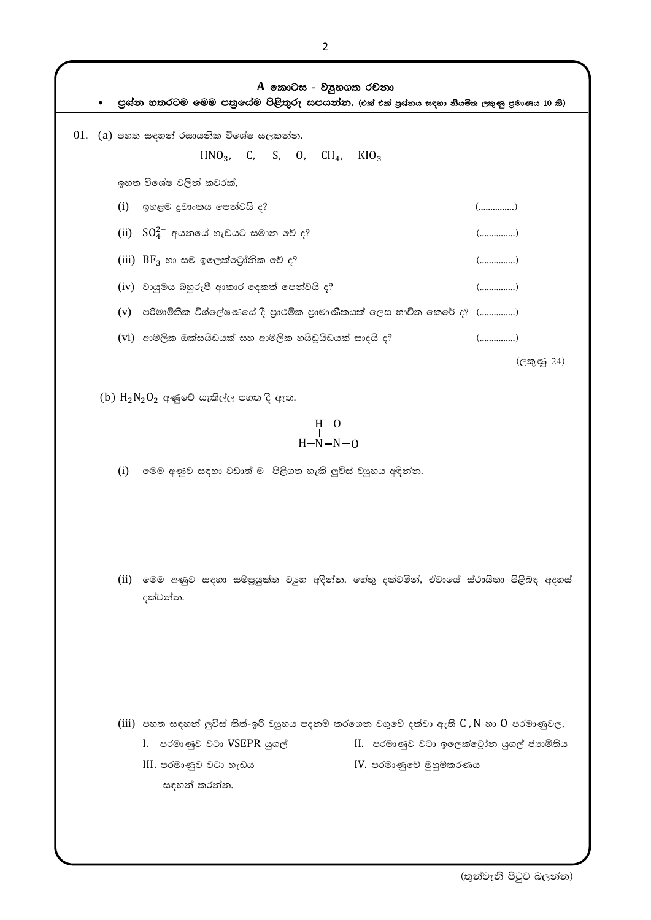## A කොටස - ව්‍යුහගත රචනා

- **ප්‍රශ්න හතරටම මෙම පත්‍රයේම පිළිතුරු සපයන්න.** (එක් එක් ප්‍රශ්නය සඳහා නියමිත ලකුණු ප්‍රමාණය 10 කි)

01. (a) පහත සඳහන් රසායනික විශේෂ සලකන්න.

$$HNO_3, \quad C, \quad S, \quad O, \quad CH_4, \quad KIO_3$$

ඉහත විශේෂ වලින් කවරක්,

(i) ඉහළම ද්‍රවාංකය පෙන්වයි ද? (...............)

(ii) $SO_4^{2-}$ අයනයේ හැඩයට සමාන වේ ද? (...............)

(iii) $BF_3$ හා සම ඉලෙක්ට්‍රෝනික වේ ද? (...............)

(iv) වායුමය බහුරූපී ආකාර දෙකක් පෙන්වයි ද? (...............)

(v) පරිමාමිතික විශ්ලේෂණයේ දී ප්‍රාථමික ප්‍රාමාණිකයක් ලෙස භාවිත කෙරේ ද? (...............)

(vi) ආම්ලික ඔක්සයිඩයක් සහ ආම්ලික හයිඩ්‍රයිඩයක් සාදයි ද? (...............)

(ලකුණු 24)

(b) $H_2N_2O_2$ අණුවේ සැකිල්ල පහත දී ඇත.

```
  H  O
  |  |
H—N—N—O
```

(i) මෙම අණුව සඳහා වඩාත් ම පිළිගත හැකි ලුවිස් ව්‍යුහය අඳින්න.

(ii) මෙම අණුව සඳහා සම්ප්‍රයුක්ත ව්‍යුහ අඳින්න. හේතු දක්වමින්, ඒවායේ ස්ථායිතා පිළිබඳ අදහස් දක්වන්න.

(iii) පහත සඳහන් ලුවිස් තිත්-ඉරි ව්‍යුහය පදනම් කරගෙන වගුවේ දක්වා ඇති C , N හා O පරමාණුවල,

I. පරමාණුව වටා VSEPR යුගල්

II. පරමාණුව වටා ඉලෙක්ට්‍රෝන යුගල් ජ්‍යාමිතිය

III. පරමාණුව වටා හැඩය

IV. පරමාණුවේ මුහුම්කරණය

සඳහන් කරන්න.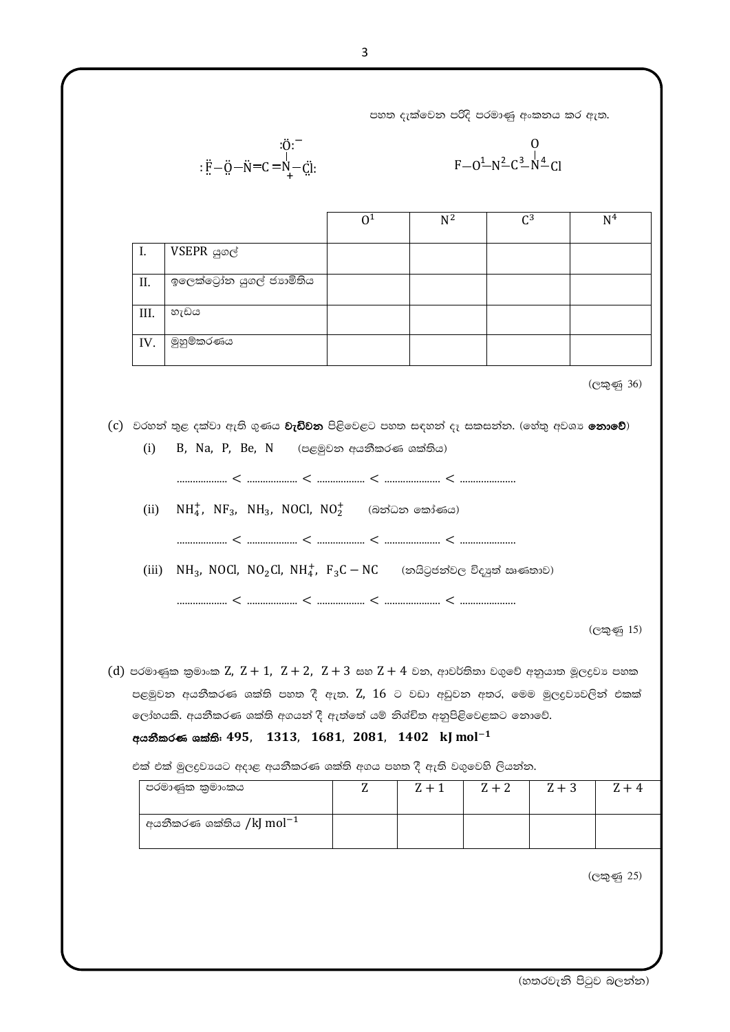පහත දැක්වෙන පරිදි පරමාණු අංකනය කර ඇත.

$$:\ddot{F}-\ddot{O}-\ddot{N}=C=\overset{\displaystyle :\ddot{O}:^{-}}{\overset{|}{\underset{+}{N}}}-\ddot{Cl}:$$

$$F-O^{1}-N^{2}-C^{3}-\overset{\displaystyle O}{\overset{|}{N^{4}}}-Cl$$

| | | $O^1$ | $N^2$ | $C^3$ | $N^4$ |
|---|---|---|---|---|---|
| I. | VSEPR යුගල් | | | | |
| II. | ඉලෙක්ට්‍රෝන යුගල් ජ්‍යාමිතිය | | | | |
| III. | හැඩය | | | | |
| IV. | මුහුම්කරණය | | | | |

(ලකුණු 36)

(c) වරහන් තුළ දක්වා ඇති ගුණය **වැඩිවන** පිළිවෙළට පහත සඳහන් දෑ සකසන්න. (හේතු අවශ්‍ය **නොවේ**)

(i) B, Na, P, Be, N (පළමුවන අයනීකරණ ශක්තිය)

.................. < .................. < .................. < .................. < ..................

(ii) $NH_4^+$, $NF_3$, $NH_3$, $NOCl$, $NO_2^+$ (බන්ධන කෝණය)

.................. < .................. < .................. < .................. < ..................

(iii) $NH_3$, $NOCl$, $NO_2Cl$, $NH_4^+$, $F_3C-NC$ (නයිට්‍රජන්වල විද්‍යුත් ඍණතාව)

.................. < .................. < .................. < .................. < ..................

(ලකුණු 15)

(d) පරමාණුක ක්‍රමාංක Z, Z + 1, Z + 2, Z + 3 සහ Z + 4 වන, ආවර්තිතා වගුවේ අනුයාත මූලද්‍රව්‍ය පහක පළමුවන අයනීකරණ ශක්ති පහත දී ඇත. Z, 16 ට වඩා අඩුවන අතර, මෙම මූලද්‍රව්‍යවලින් එකක් ලෝහයකි. අයනීකරණ ශක්ති අගයන් දී ඇත්තේ යම් නිශ්චිත අනුපිළිවෙළකට නොවේ.

**අයනීකරණ ශක්ති: 495, 1313, 1681, 2081, 1402 $\mathbf{kJ\ mol^{-1}}$**

එක් එක් මූලද්‍රව්‍යයට අදාළ අයනීකරණ ශක්ති අගය පහත දී ඇති වගුවෙහි ලියන්න.

| පරමාණුක ක්‍රමාංකය | Z | Z + 1 | Z + 2 | Z + 3 | Z + 4 |
|---|---|---|---|---|---|
| අයනීකරණ ශක්තිය /$kJ\ mol^{-1}$ | | | | | |

(ලකුණු 25)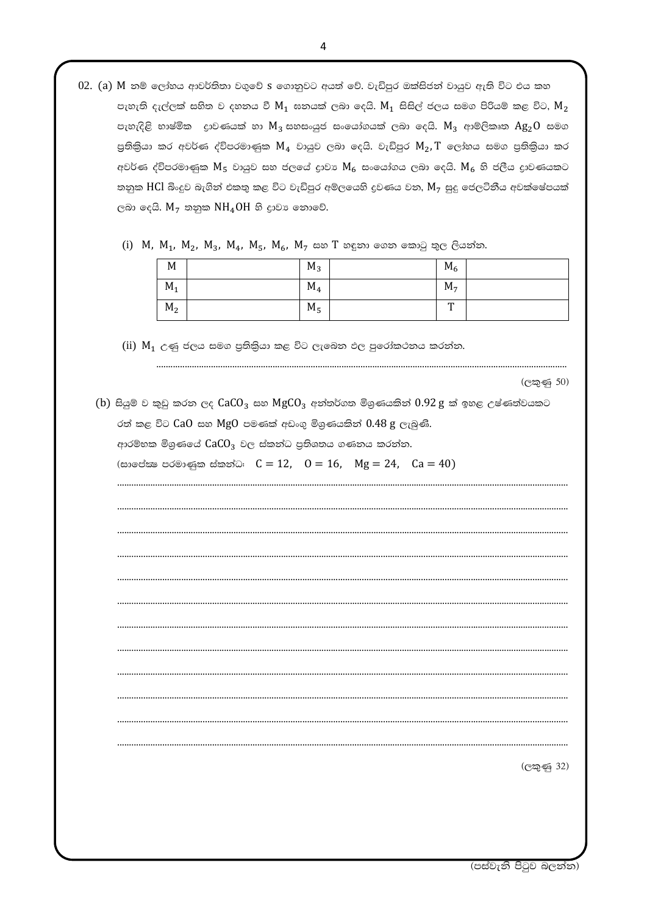02. (a) M නම් ලෝහය ආවර්තිතා වගුවේ s ගොනුවට අයත් වේ. වැඩිපුර ඔක්සිජන් වායුව ඇති විට එය කහ පැහැති දැල්ලක් සහිත ව දහනය වී $M_1$ ඝනයක් ලබා දෙයි. $M_1$ සිසිල් ජලය සමග පිරියම් කළ විට, $M_2$ පැහැදිළි භාෂ්මික ද්‍රාවණයක් හා $M_3$ සහසංයුජ සංයෝගයක් ලබා දෙයි. $M_3$ ආම්ලිකෘත $Ag_2O$ සමග ප්‍රතික්‍රියා කර අවර්ණ ද්විපරමාණුක $M_4$ වායුව ලබා දෙයි. වැඩිපුර $M_2$, T ලෝහය සමග ප්‍රතික්‍රියා කර අවර්ණ ද්විපරමාණුක $M_5$ වායුව සහ ජලයේ ද්‍රාව්‍ය $M_6$ සංයෝගය ලබා දෙයි. $M_6$ හි ජලීය ද්‍රාවණයකට තනුක HCl බිංදුව බැගින් එකතු කළ විට වැඩිපුර අම්ලයෙහි ද්‍රවණය වන, $M_7$ සුදු ජෙලටිනීය අවක්ෂේපයක් ලබා දෙයි. $M_7$ තනුක $NH_4OH$ හි ද්‍රාව්‍ය නොවේ.

(i) M, $M_1$, $M_2$, $M_3$, $M_4$, $M_5$, $M_6$, $M_7$ සහ T හඳුනා ගෙන කොටු තුල ලියන්න.

| M | | $M_3$ | | $M_6$ | |
|---|---|---|---|---|---|
| $M_1$ | | $M_4$ | | $M_7$ | |
| $M_2$ | | $M_5$ | | T | |

(ii) $M_1$ උණු ජලය සමග ප්‍රතික්‍රියා කළ විට ලැබෙන ඵල පුරෝකථනය කරන්න.

.............................................................................................................................................

(ලකුණු 50)

(b) සියුම් ව කුඩු කරන ලද $CaCO_3$ සහ $MgCO_3$ අන්තර්ගත මිශ්‍රණයකින් 0.92 g ක් ඉහළ උෂ්ණත්වයකට රත් කළ විට CaO සහ MgO පමණක් අඩංගු මිශ්‍රණයකින් 0.48 g ලැබුණි.
ආරම්භක මිශ්‍රණයේ $CaCO_3$ වල ස්කන්ධ ප්‍රතිශතය ගණනය කරන්න.
(සාපේක්ෂ පරමාණුක ස්කන්ධ: C = 12, O = 16, Mg = 24, Ca = 40)

.............................................................................................................................................

.............................................................................................................................................

.............................................................................................................................................

.............................................................................................................................................

.............................................................................................................................................

.............................................................................................................................................

.............................................................................................................................................

.............................................................................................................................................

.............................................................................................................................................

.............................................................................................................................................

.............................................................................................................................................

.............................................................................................................................................

(ලකුණු 32)

(පස්වැනි පිටුව බලන්න)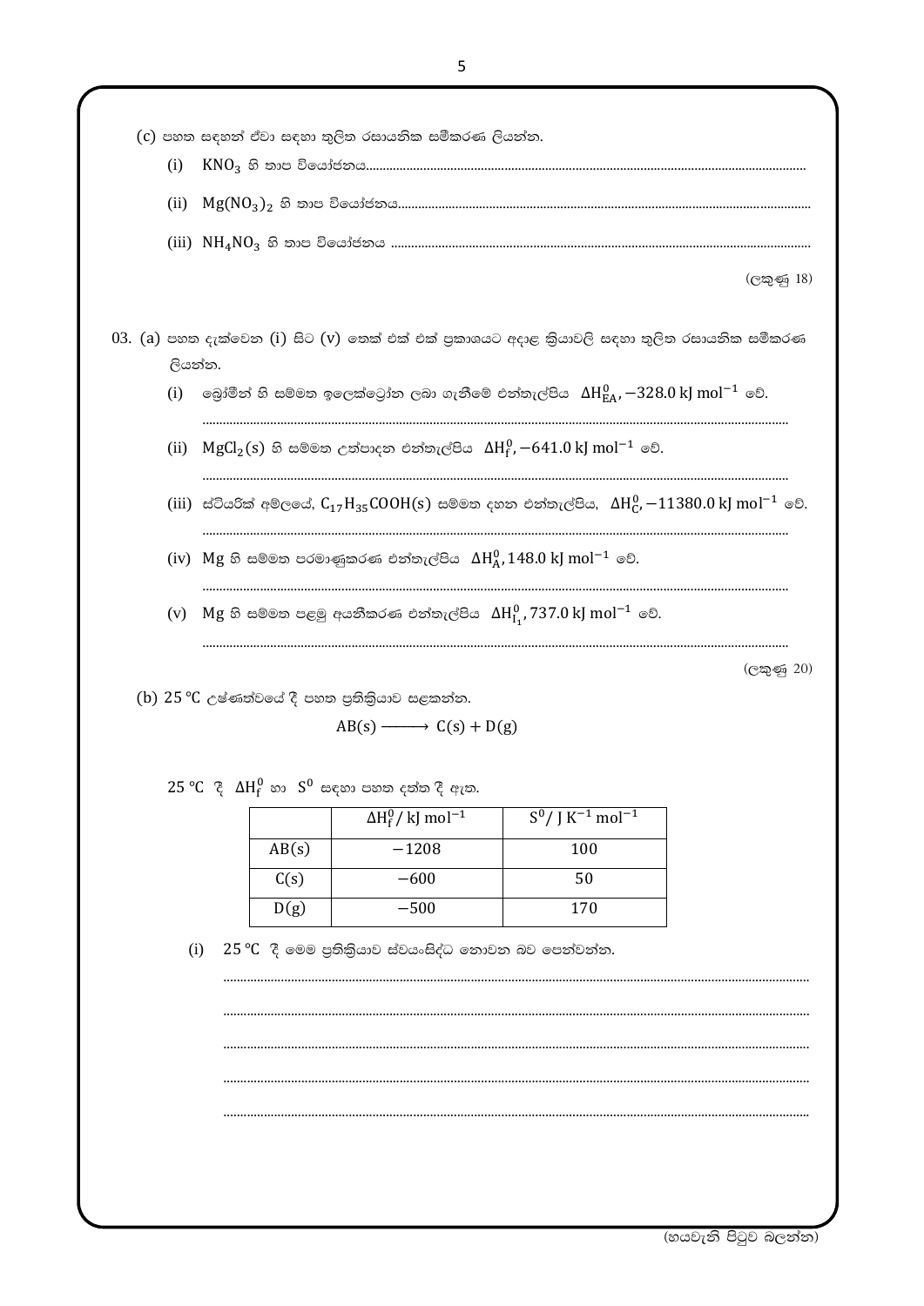(c) පහත සඳහන් ඒවා සඳහා තුලිත රසායනික සමීකරණ ලියන්න.

(i) $KNO_3$ හි තාප වියෝජනය................................................................................................................

(ii) $Mg(NO_3)_2$ හි තාප වියෝජනය........................................................................................................

(iii) $NH_4NO_3$ හි තාප වියෝජනය ..........................................................................................................

(ලකුණු 18)

03. (a) පහත දැක්වෙන (i) සිට (v) තෙක් එක් එක් ප්‍රකාශයට අදාළ ක්‍රියාවලි සඳහා තුලිත රසායනික සමීකරණ ලියන්න.

(i) බ්‍රෝමීන් හි සම්මත ඉලෙක්ට්‍රෝන ලබා ගැනීමේ එන්තැල්පිය $\Delta H^0_{EA}$, $-328.0\ \text{kJ mol}^{-1}$ වේ.

..........................................................................................................................................

(ii) $MgCl_2(s)$ හි සම්මත උත්පාදන එන්තැල්පිය $\Delta H^0_f$, $-641.0\ \text{kJ mol}^{-1}$ වේ.

..........................................................................................................................................

(iii) ස්ටියරික් අම්ලයේ, $C_{17}H_{35}COOH(s)$ සම්මත දහන එන්තැල්පිය, $\Delta H^0_C$, $-11380.0\ \text{kJ mol}^{-1}$ වේ.

..........................................................................................................................................

(iv) Mg හි සම්මත පරමාණුකරණ එන්තැල්පිය $\Delta H^0_A$, $148.0\ \text{kJ mol}^{-1}$ වේ.

..........................................................................................................................................

(v) Mg හි සම්මත පළමු අයනීකරණ එන්තැල්පිය $\Delta H^0_{I_1}$, $737.0\ \text{kJ mol}^{-1}$ වේ.

..........................................................................................................................................

(ලකුණු 20)

(b) 25 °C උෂ්ණත්වයේ දී පහත ප්‍රතික්‍රියාව සළකන්න.

$$AB(s) \longrightarrow C(s) + D(g)$$

25 °C දී $\Delta H^0_f$ හා $S^0$ සඳහා පහත දත්ත දී ඇත.

| | $\Delta H^0_f$ / kJ mol$^{-1}$ | $S^0$ / J K$^{-1}$ mol$^{-1}$ |
|---|---|---|
| AB(s) | −1208 | 100 |
| C(s) | −600 | 50 |
| D(g) | −500 | 170 |

(i) 25 °C දී මෙම ප්‍රතික්‍රියාව ස්වයංසිද්ධ නොවන බව පෙන්වන්න.

..........................................................................................................................................

..........................................................................................................................................

..........................................................................................................................................

..........................................................................................................................................

..........................................................................................................................................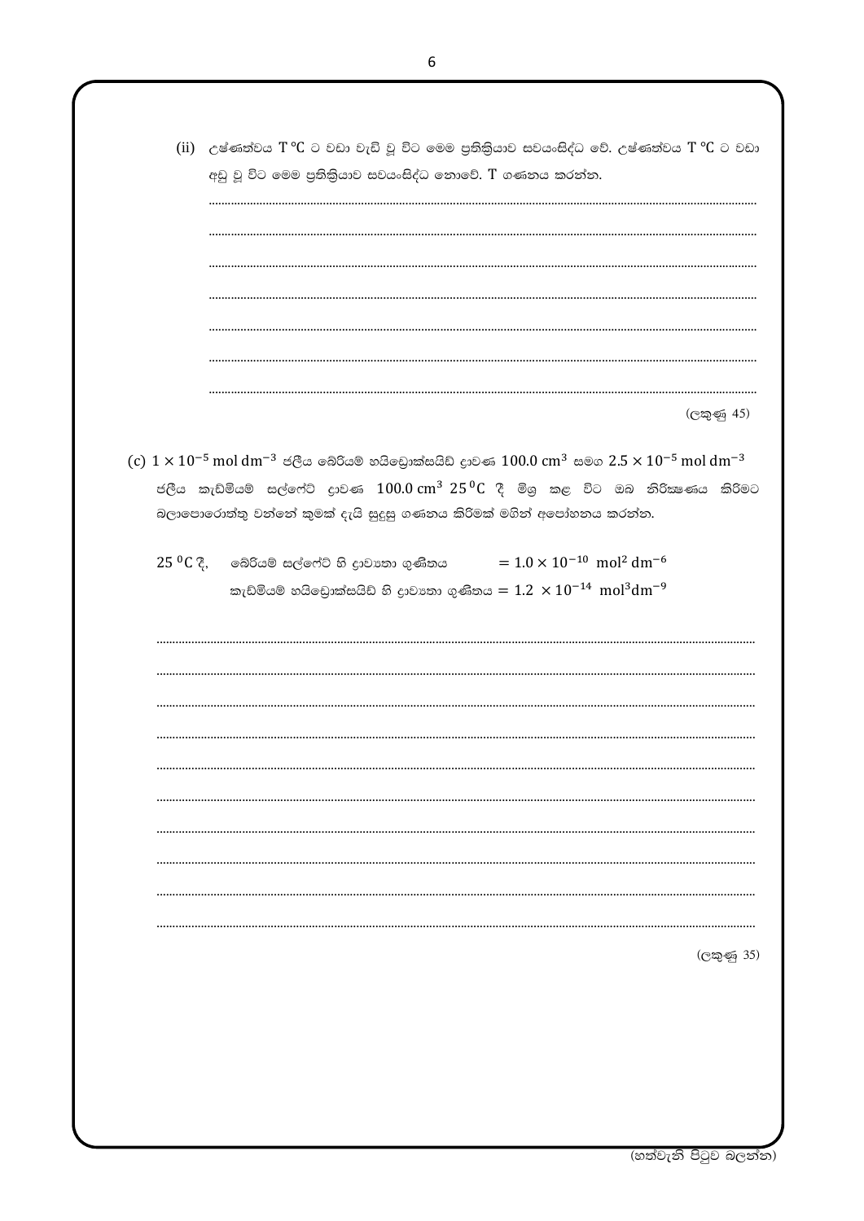(ii) උෂ්ණත්වය T ℃ ට වඩා වැඩි වූ විට මෙම ප්‍රතික්‍රියාව සවයංසිද්ධ වේ. උෂ්ණත්වය T ℃ ට වඩා අඩු වූ විට මෙම ප්‍රතික්‍රියාව සවයංසිද්ධ නොවේ. T ගණනය කරන්න.

(ලකුණු 45)

(c) $1 \times 10^{-5}$ mol dm$^{-3}$ ජලීය බේරියම් හයිඩ්‍රොක්සයිඩ් ද්‍රාවණ 100.0 cm$^{3}$ සමග $2.5 \times 10^{-5}$ mol dm$^{-3}$ ජලීය කැඩ්මියම් සල්ෆේට් ද්‍රාවණ 100.0 cm$^{3}$ 25 $^{0}$C දී මිශ්‍ර කළ විට ඔබ නිරීක්ෂණය කිරීමට බලාපොරොත්තු වන්නේ කුමක් දැයි සුදුසු ගණනය කිරීමක් මගින් අපෝහනය කරන්න.

25 $^{0}$C දී, බේරියම් සල්ෆේට් හි ද්‍රාව්‍යතා ගුණිතය $= 1.0 \times 10^{-10}$ mol$^{2}$ dm$^{-6}$

කැඩ්මියම් හයිඩ්‍රොක්සයිඩ් හි ද්‍රාව්‍යතා ගුණිතය $= 1.2 \times 10^{-14}$ mol$^{3}$dm$^{-9}$

(ලකුණු 35)

(හත්වැනි පිටුව බලන්න)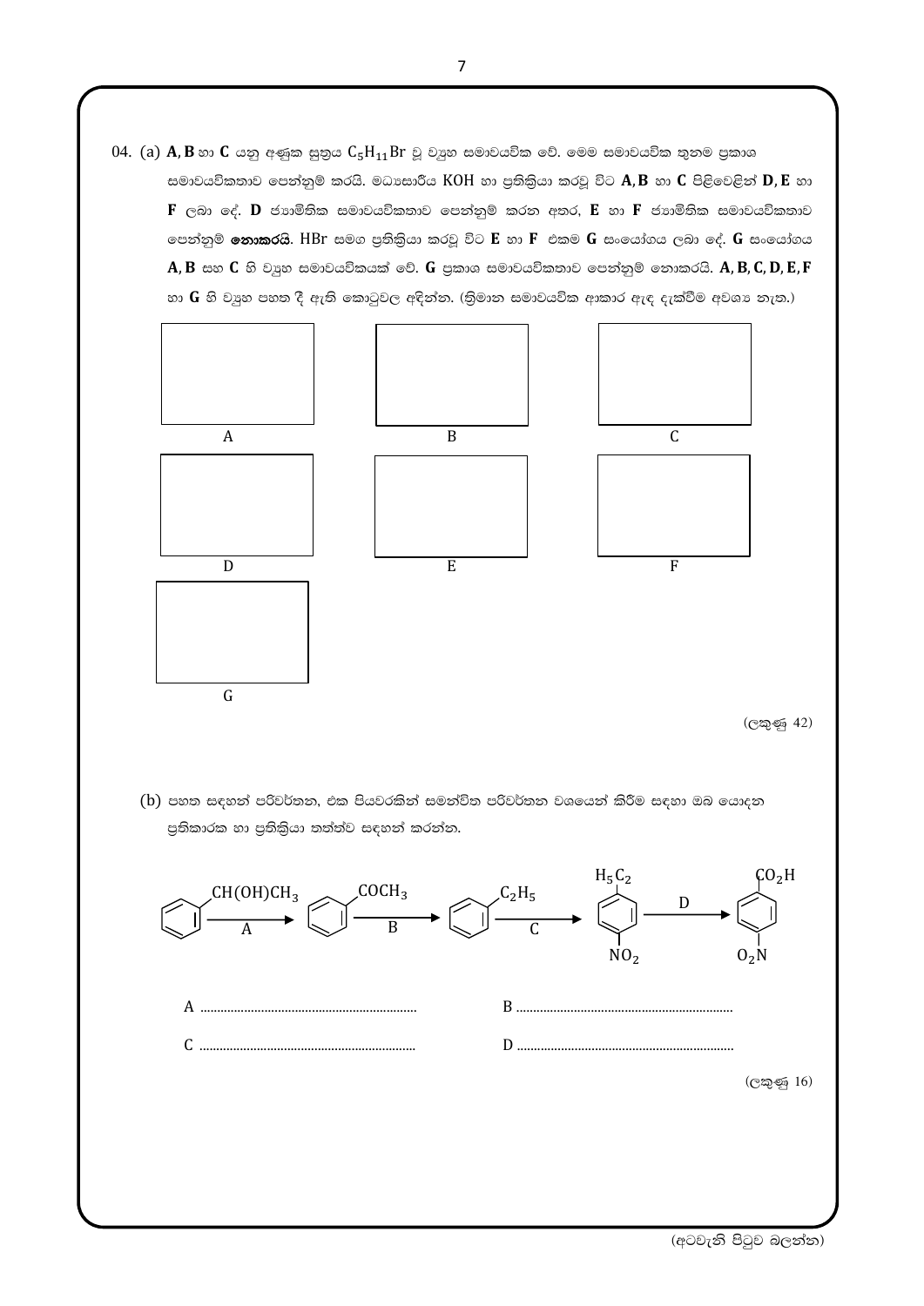04. (a) **A**, **B** හා **C** යනු අණුක සූත්‍රය $C_5H_{11}Br$ වූ ව්‍යුහ සමාවයවික වේ. මෙම සමාවයවික තුනම ප්‍රකාශ සමාවයවිකතාව පෙන්නුම් කරයි. මධ්‍යසාරීය KOH හා ප්‍රතික්‍රියා කරවූ විට **A**, **B** හා **C** පිළිවෙළින් **D**, **E** හා **F** ලබා දේ. **D** ජ්‍යාමිතික සමාවයවිකතාව පෙන්නුම් කරන අතර, **E** හා **F** ජ්‍යාමිතික සමාවයවිකතාව පෙන්නුම් **නොකරයි**. HBr සමග ප්‍රතික්‍රියා කරවූ විට **E** හා **F** එකම **G** සංයෝගය ලබා දේ. **G** සංයෝගය **A**, **B** සහ **C** හි ව්‍යුහ සමාවයවිකයක් වේ. **G** ප්‍රකාශ සමාවයවිකතාව පෙන්නුම් නොකරයි. **A**, **B**, **C**, **D**, **E**, **F** හා **G** හි ව්‍යුහ පහත දී ඇති කොටුවල අඳින්න. (ත්‍රිමාන සමාවයවික ආකාර ඇඳ දැක්වීම අවශ්‍ය නැත.)

| A | B | C |
|---|---|---|
| | | |

| D | E | F |
|---|---|---|
| | | |

| G |
|---|
| |

(ලකුණු 42)

(b) පහත සඳහන් පරිවර්තන, එක පියවරකින් සමන්විත පරිවර්තන වශයෙන් කිරීම සඳහා ඔබ යොදන ප්‍රතිකාරක හා ප්‍රතික්‍රියා තත්ත්ව සඳහන් කරන්න.

$C_6H_5CH(OH)CH_3 \xrightarrow{A} C_6H_5COCH_3 \xrightarrow{B} C_6H_5C_2H_5 \xrightarrow{C} 4\text{-}(H_5C_2)C_6H_4NO_2 \xrightarrow{D} 4\text{-}(HO_2C)C_6H_4NO_2$

A ..........................................................

B ..........................................................

C ..........................................................

D ..........................................................

(ලකුණු 16)

(අටවැනි පිටුව බලන්න)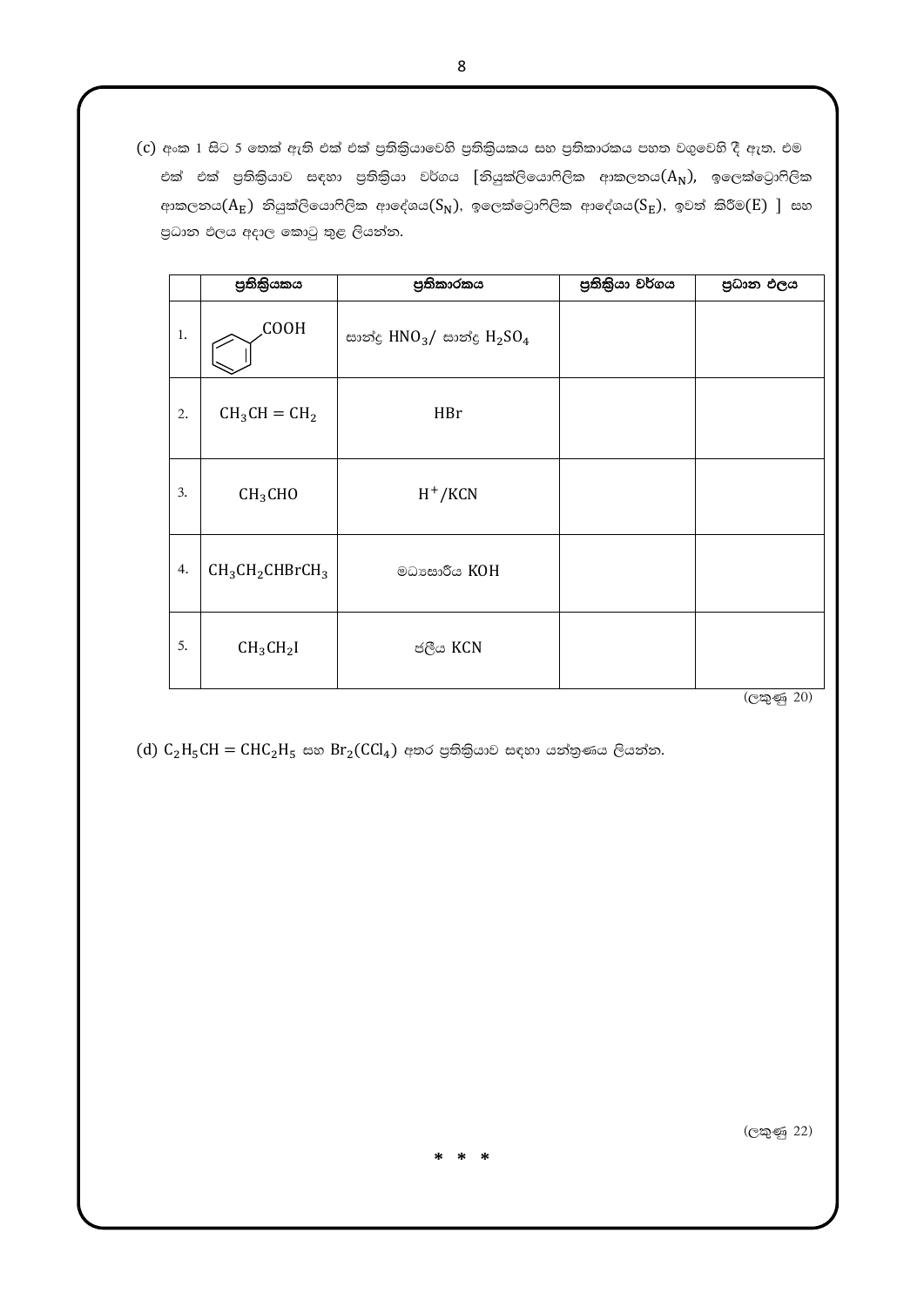(c) අංක 1 සිට 5 තෙක් ඇති එක් එක් ප්‍රතික්‍රියාවෙහි ප්‍රතික්‍රියකය සහ ප්‍රතිකාරකය පහත වගුවෙහි දී ඇත. එම එක් එක් ප්‍රතික්‍රියාව සඳහා ප්‍රතික්‍රියා වර්ගය [නියුක්ලියොෆිලික ආකලනය($A_N$), ඉලෙක්ට්‍රොෆිලික ආකලනය($A_E$) නියුක්ලියොෆිලික ආදේශය($S_N$), ඉලෙක්ට්‍රොෆිලික ආදේශය($S_E$), ඉවත් කිරීම(E) ] සහ ප්‍රධාන ඵලය අදාල කොටු තුළ ලියන්න.

| | ප්‍රතික්‍රියකය | ප්‍රතිකාරකය | ප්‍රතික්‍රියා වර්ගය | ප්‍රධාන ඵලය |
|---|---|---|---|---|
| 1. | $C_6H_5COOH$ | සාන්ද්‍ර $HNO_3$/ සාන්ද්‍ර $H_2SO_4$ | | |
| 2. | $CH_3CH=CH_2$ | HBr | | |
| 3. | $CH_3CHO$ | $H^+/KCN$ | | |
| 4. | $CH_3CH_2CHBrCH_3$ | මධ්‍යසාරීය KOH | | |
| 5. | $CH_3CH_2I$ | ජලීය KCN | | |

(ලකුණු 20)

(d) $C_2H_5CH=CHC_2H_5$ සහ $Br_2(CCl_4)$ අතර ප්‍රතික්‍රියාව සඳහා යාන්ත්‍රණය ලියන්න.

(ලකුණු 22)

\* \* \*